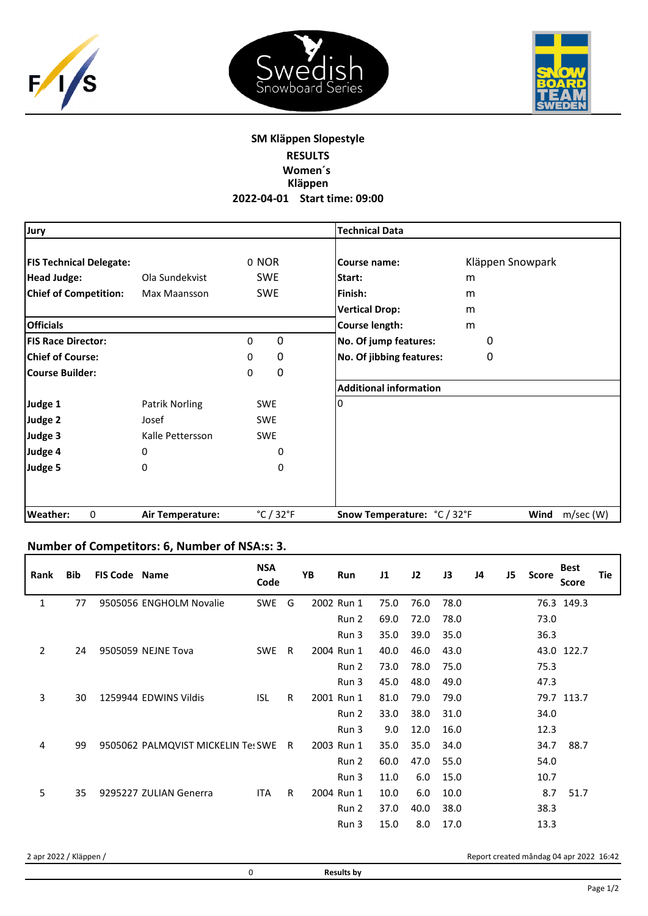## SM Kläppen Slopestyle

**RESULTS**

**Women´s**

**Kläppen**

**2022-04-01 Start time: 09:00**

| **Jury** | | | | **Technical Data** | |
|---|---|---|---|---|---|
| **FIS Technical Delegate:** | | 0 | NOR | **Course name:** | Kläppen Snowpark |
| **Head Judge:** | Ola Sundekvist | | SWE | **Start:** | m |
| **Chief of Competition:** | Max Maansson | | SWE | **Finish:** | m |
| | | | | **Vertical Drop:** | m |
| **Officials** | | | | **Course length:** | m |
| **FIS Race Director:** | | 0 | 0 | **No. Of jump features:** | 0 |
| **Chief of Course:** | | 0 | 0 | **No. Of jibbing features:** | 0 |
| **Course Builder:** | | 0 | 0 | | |
| | | | | **Additional information** | |
| **Judge 1** | Patrik Norling | | SWE | 0 | |
| **Judge 2** | Josef | | SWE | | |
| **Judge 3** | Kalle Pettersson | | SWE | | |
| **Judge 4** | 0 | | 0 | | |
| **Judge 5** | 0 | | 0 | | |
| **Weather:** 0 | **Air Temperature:** | °C / 32°F | | **Snow Temperature:** °C / 32°F | **Wind** m/sec (W) |

### Number of Competitors: 6, Number of NSA:s: 3.

| Rank | Bib | FIS Code | Name | NSA Code | | YB | Run | J1 | J2 | J3 | J4 | J5 | Score | Best Score | Tie |
|---|---|---|---|---|---|---|---|---|---|---|---|---|---|---|---|
| 1 | 77 | 9505056 | ENGHOLM Novalie | SWE | G | 2002 | Run 1 | 75.0 | 76.0 | 78.0 | | | 76.3 | 149.3 | |
| | | | | | | | Run 2 | 69.0 | 72.0 | 78.0 | | | 73.0 | | |
| | | | | | | | Run 3 | 35.0 | 39.0 | 35.0 | | | 36.3 | | |
| 2 | 24 | 9505059 | NEJNE Tova | SWE | R | 2004 | Run 1 | 40.0 | 46.0 | 43.0 | | | 43.0 | 122.7 | |
| | | | | | | | Run 2 | 73.0 | 78.0 | 75.0 | | | 75.3 | | |
| | | | | | | | Run 3 | 45.0 | 48.0 | 49.0 | | | 47.3 | | |
| 3 | 30 | 1259944 | EDWINS Vildis | ISL | R | 2001 | Run 1 | 81.0 | 79.0 | 79.0 | | | 79.7 | 113.7 | |
| | | | | | | | Run 2 | 33.0 | 38.0 | 31.0 | | | 34.0 | | |
| | | | | | | | Run 3 | 9.0 | 12.0 | 16.0 | | | 12.3 | | |
| 4 | 99 | 9505062 | PALMQVIST MICKELIN Tes | SWE | R | 2003 | Run 1 | 35.0 | 35.0 | 34.0 | | | 34.7 | 88.7 | |
| | | | | | | | Run 2 | 60.0 | 47.0 | 55.0 | | | 54.0 | | |
| | | | | | | | Run 3 | 11.0 | 6.0 | 15.0 | | | 10.7 | | |
| 5 | 35 | 9295227 | ZULIAN Generra | ITA | R | 2004 | Run 1 | 10.0 | 6.0 | 10.0 | | | 8.7 | 51.7 | |
| | | | | | | | Run 2 | 37.0 | 40.0 | 38.0 | | | 38.3 | | |
| | | | | | | | Run 3 | 15.0 | 8.0 | 17.0 | | | 13.3 | | |

2 apr 2022 / Kläppen / Report created måndag 04 apr 2022 16:42

0 **Results by**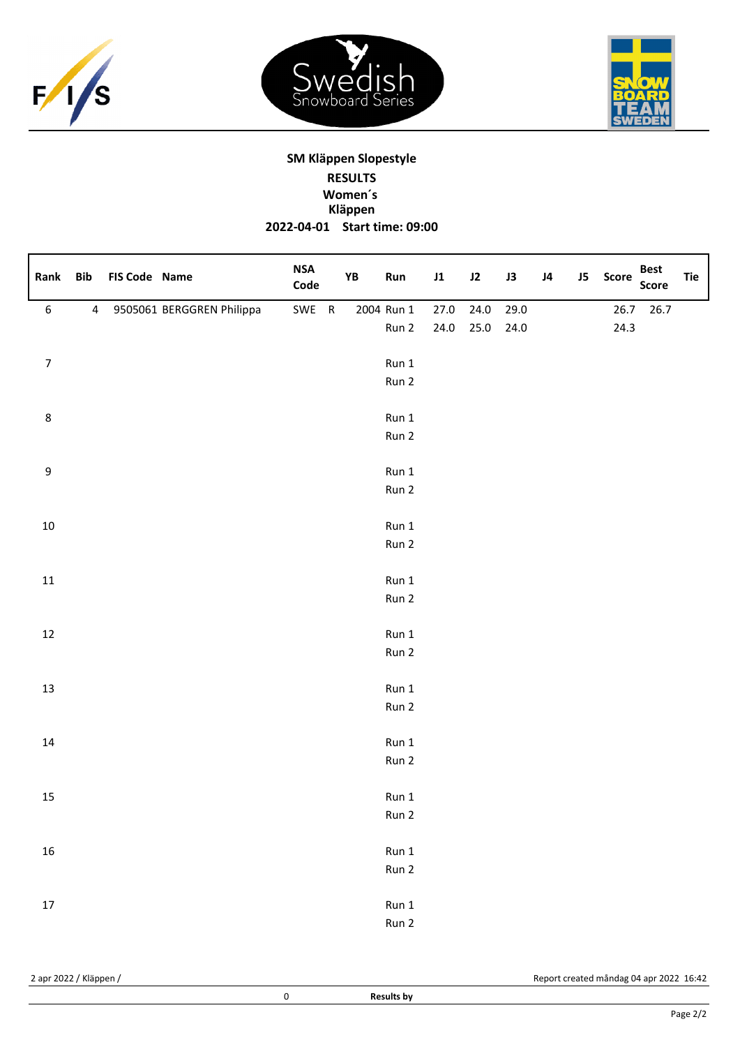**SM Kläppen Slopestyle**

**RESULTS**

**Women´s**

**Kläppen**

**2022-04-01 Start time: 09:00**

| Rank | Bib | FIS Code | Name | NSA Code | | YB | Run | J1 | J2 | J3 | J4 | J5 | Score | Best Score | Tie |
|---|---|---|---|---|---|---|---|---|---|---|---|---|---|---|---|
| 6 | 4 | 9505061 | BERGGREN Philippa | SWE | R | 2004 | Run 1 | 27.0 | 24.0 | 29.0 | | | 26.7 | 26.7 | |
| | | | | | | | Run 2 | 24.0 | 25.0 | 24.0 | | | 24.3 | | |
| 7 | | | | | | | Run 1 | | | | | | | | |
| | | | | | | | Run 2 | | | | | | | | |
| 8 | | | | | | | Run 1 | | | | | | | | |
| | | | | | | | Run 2 | | | | | | | | |
| 9 | | | | | | | Run 1 | | | | | | | | |
| | | | | | | | Run 2 | | | | | | | | |
| 10 | | | | | | | Run 1 | | | | | | | | |
| | | | | | | | Run 2 | | | | | | | | |
| 11 | | | | | | | Run 1 | | | | | | | | |
| | | | | | | | Run 2 | | | | | | | | |
| 12 | | | | | | | Run 1 | | | | | | | | |
| | | | | | | | Run 2 | | | | | | | | |
| 13 | | | | | | | Run 1 | | | | | | | | |
| | | | | | | | Run 2 | | | | | | | | |
| 14 | | | | | | | Run 1 | | | | | | | | |
| | | | | | | | Run 2 | | | | | | | | |
| 15 | | | | | | | Run 1 | | | | | | | | |
| | | | | | | | Run 2 | | | | | | | | |
| 16 | | | | | | | Run 1 | | | | | | | | |
| | | | | | | | Run 2 | | | | | | | | |
| 17 | | | | | | | Run 1 | | | | | | | | |
| | | | | | | | Run 2 | | | | | | | | |

2 apr 2022 / Kläppen /

Report created måndag 04 apr 2022 16:42

0 **Results by**